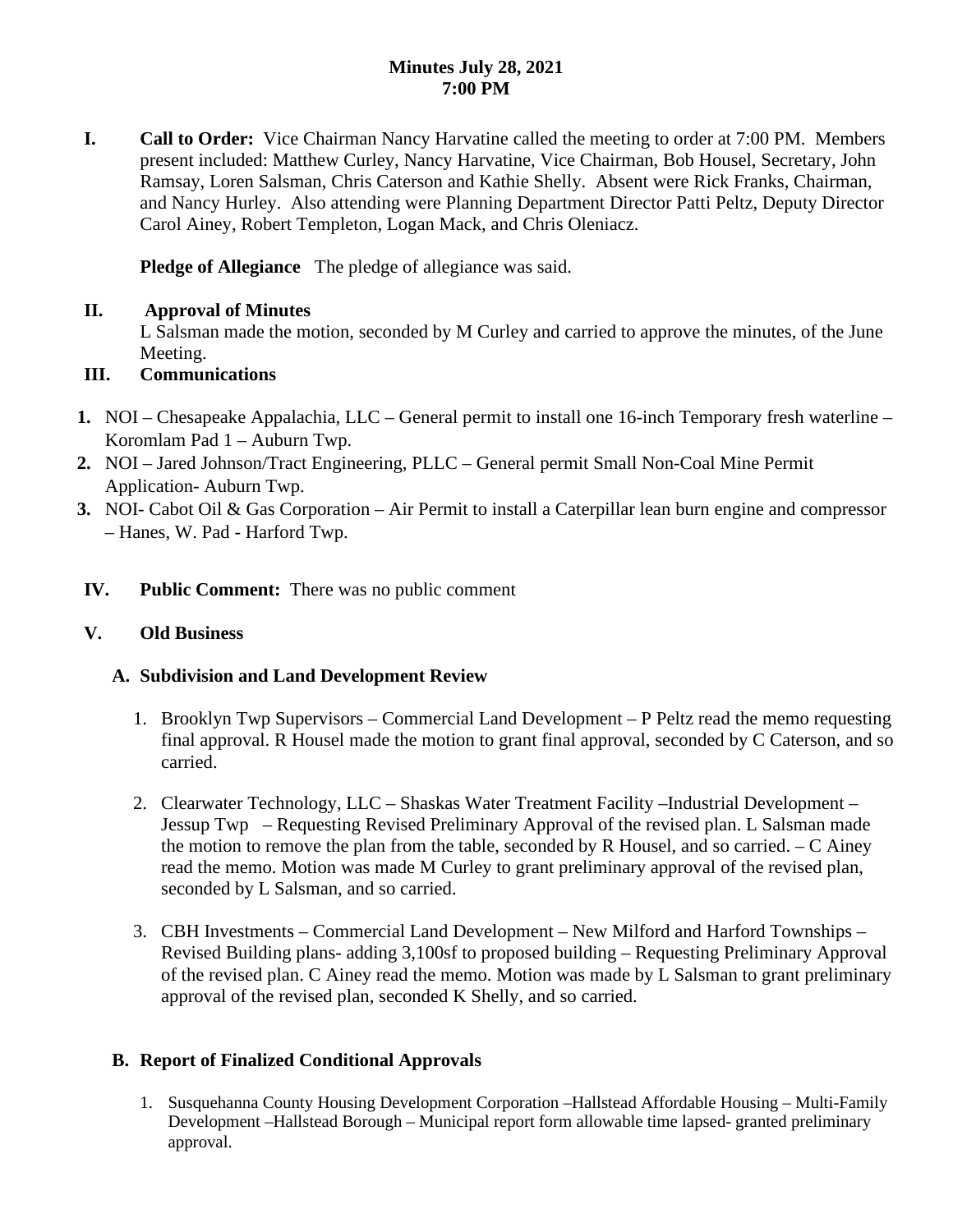**Minutes July 28, 2021**
**7:00 PM**

**I. Call to Order:** Vice Chairman Nancy Harvatine called the meeting to order at 7:00 PM. Members present included: Matthew Curley, Nancy Harvatine, Vice Chairman, Bob Housel, Secretary, John Ramsay, Loren Salsman, Chris Caterson and Kathie Shelly. Absent were Rick Franks, Chairman, and Nancy Hurley. Also attending were Planning Department Director Patti Peltz, Deputy Director Carol Ainey, Robert Templeton, Logan Mack, and Chris Oleniacz.

**Pledge of Allegiance** The pledge of allegiance was said.

**II. Approval of Minutes**
L Salsman made the motion, seconded by M Curley and carried to approve the minutes, of the June Meeting.

**III. Communications**

1. NOI – Chesapeake Appalachia, LLC – General permit to install one 16-inch Temporary fresh waterline – Koromlam Pad 1 – Auburn Twp.
2. NOI – Jared Johnson/Tract Engineering, PLLC – General permit Small Non-Coal Mine Permit Application- Auburn Twp.
3. NOI- Cabot Oil & Gas Corporation – Air Permit to install a Caterpillar lean burn engine and compressor – Hanes, W. Pad - Harford Twp.

**IV. Public Comment:** There was no public comment

**V. Old Business**

**A. Subdivision and Land Development Review**

1. Brooklyn Twp Supervisors – Commercial Land Development – P Peltz read the memo requesting final approval. R Housel made the motion to grant final approval, seconded by C Caterson, and so carried.

2. Clearwater Technology, LLC – Shaskas Water Treatment Facility –Industrial Development – Jessup Twp – Requesting Revised Preliminary Approval of the revised plan. L Salsman made the motion to remove the plan from the table, seconded by R Housel, and so carried. – C Ainey read the memo. Motion was made M Curley to grant preliminary approval of the revised plan, seconded by L Salsman, and so carried.

3. CBH Investments – Commercial Land Development – New Milford and Harford Townships – Revised Building plans- adding 3,100sf to proposed building – Requesting Preliminary Approval of the revised plan. C Ainey read the memo. Motion was made by L Salsman to grant preliminary approval of the revised plan, seconded K Shelly, and so carried.

**B. Report of Finalized Conditional Approvals**

1. Susquehanna County Housing Development Corporation –Hallstead Affordable Housing – Multi-Family Development –Hallstead Borough – Municipal report form allowable time lapsed- granted preliminary approval.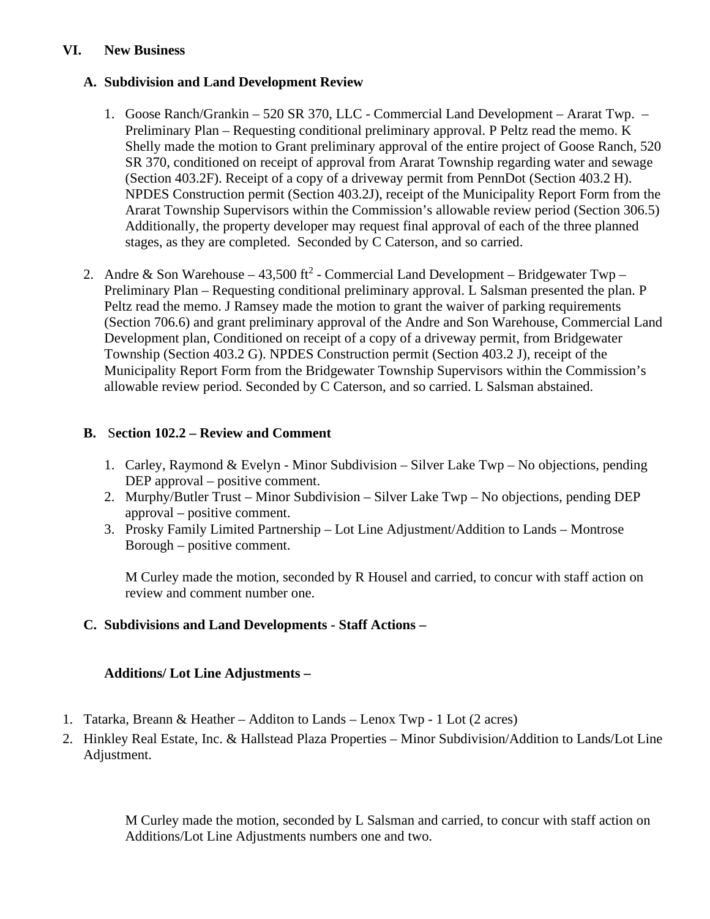## VI. New Business

### A. Subdivision and Land Development Review

1. Goose Ranch/Grankin – 520 SR 370, LLC - Commercial Land Development – Ararat Twp. – Preliminary Plan – Requesting conditional preliminary approval. P Peltz read the memo. K Shelly made the motion to Grant preliminary approval of the entire project of Goose Ranch, 520 SR 370, conditioned on receipt of approval from Ararat Township regarding water and sewage (Section 403.2F). Receipt of a copy of a driveway permit from PennDot (Section 403.2 H). NPDES Construction permit (Section 403.2J), receipt of the Municipality Report Form from the Ararat Township Supervisors within the Commission's allowable review period (Section 306.5) Additionally, the property developer may request final approval of each of the three planned stages, as they are completed. Seconded by C Caterson, and so carried.

2. Andre & Son Warehouse – 43,500 $ft^2$ - Commercial Land Development – Bridgewater Twp – Preliminary Plan – Requesting conditional preliminary approval. L Salsman presented the plan. P Peltz read the memo. J Ramsey made the motion to grant the waiver of parking requirements (Section 706.6) and grant preliminary approval of the Andre and Son Warehouse, Commercial Land Development plan, Conditioned on receipt of a copy of a driveway permit, from Bridgewater Township (Section 403.2 G). NPDES Construction permit (Section 403.2 J), receipt of the Municipality Report Form from the Bridgewater Township Supervisors within the Commission's allowable review period. Seconded by C Caterson, and so carried. L Salsman abstained.

### B. Section 102.2 – Review and Comment

1. Carley, Raymond & Evelyn - Minor Subdivision – Silver Lake Twp – No objections, pending DEP approval – positive comment.
2. Murphy/Butler Trust – Minor Subdivision – Silver Lake Twp – No objections, pending DEP approval – positive comment.
3. Prosky Family Limited Partnership – Lot Line Adjustment/Addition to Lands – Montrose Borough – positive comment.

M Curley made the motion, seconded by R Housel and carried, to concur with staff action on review and comment number one.

### C. Subdivisions and Land Developments - Staff Actions –

**Additions/ Lot Line Adjustments –**

1. Tatarka, Breann & Heather – Additon to Lands – Lenox Twp - 1 Lot (2 acres)
2. Hinkley Real Estate, Inc. & Hallstead Plaza Properties – Minor Subdivision/Addition to Lands/Lot Line Adjustment.

M Curley made the motion, seconded by L Salsman and carried, to concur with staff action on Additions/Lot Line Adjustments numbers one and two.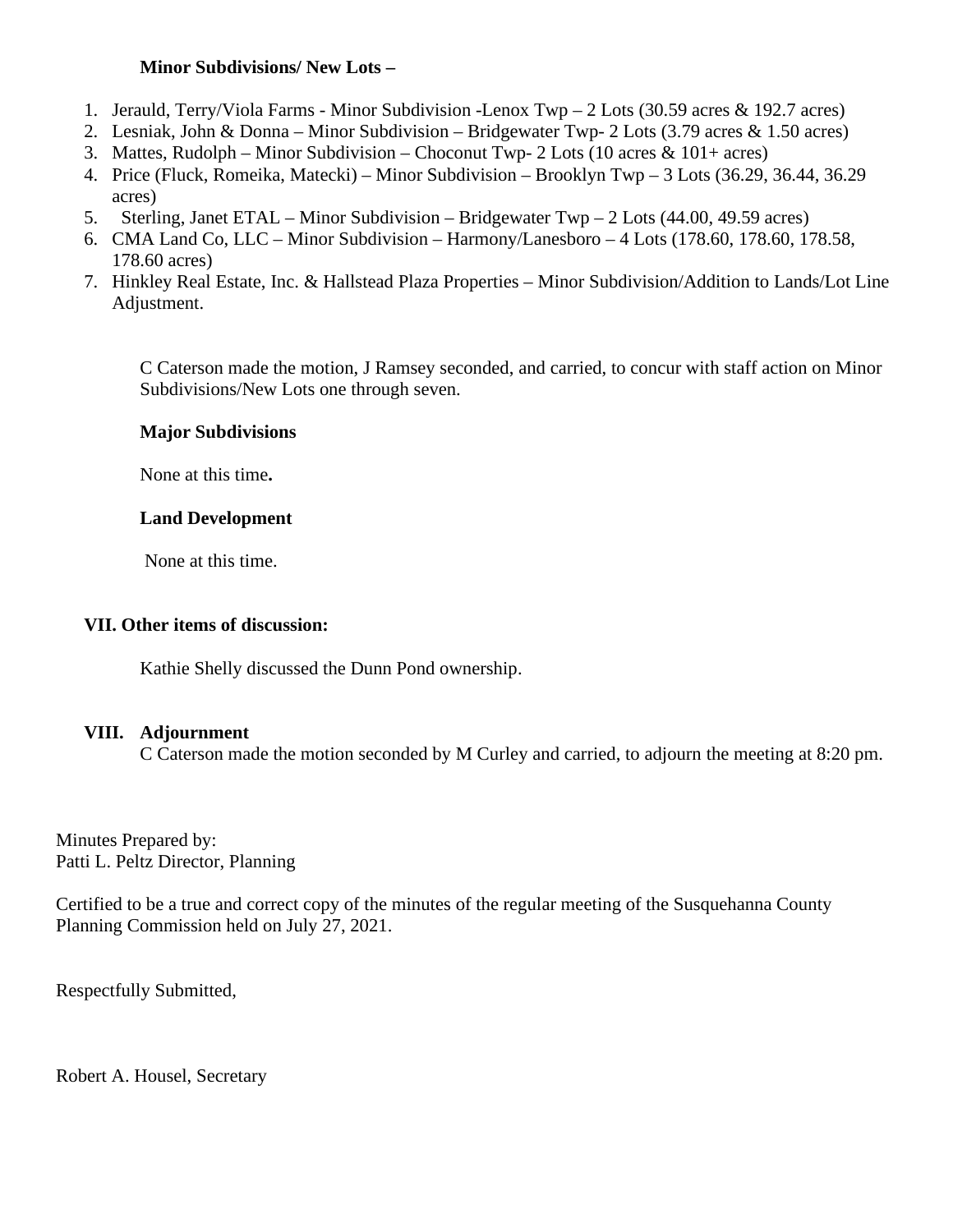**Minor Subdivisions/ New Lots –**

1. Jerauld, Terry/Viola Farms - Minor Subdivision -Lenox Twp – 2 Lots (30.59 acres & 192.7 acres)
2. Lesniak, John & Donna – Minor Subdivision – Bridgewater Twp- 2 Lots (3.79 acres & 1.50 acres)
3. Mattes, Rudolph – Minor Subdivision – Choconut Twp- 2 Lots (10 acres & 101+ acres)
4. Price (Fluck, Romeika, Matecki) – Minor Subdivision – Brooklyn Twp – 3 Lots (36.29, 36.44, 36.29 acres)
5. Sterling, Janet ETAL – Minor Subdivision – Bridgewater Twp – 2 Lots (44.00, 49.59 acres)
6. CMA Land Co, LLC – Minor Subdivision – Harmony/Lanesboro – 4 Lots (178.60, 178.60, 178.58, 178.60 acres)
7. Hinkley Real Estate, Inc. & Hallstead Plaza Properties – Minor Subdivision/Addition to Lands/Lot Line Adjustment.

C Caterson made the motion, J Ramsey seconded, and carried, to concur with staff action on Minor Subdivisions/New Lots one through seven.

**Major Subdivisions**

None at this time.

**Land Development**

None at this time.

## VII. Other items of discussion:

Kathie Shelly discussed the Dunn Pond ownership.

## VIII. Adjournment

C Caterson made the motion seconded by M Curley and carried, to adjourn the meeting at 8:20 pm.

Minutes Prepared by:
Patti L. Peltz Director, Planning

Certified to be a true and correct copy of the minutes of the regular meeting of the Susquehanna County Planning Commission held on July 27, 2021.

Respectfully Submitted,

Robert A. Housel, Secretary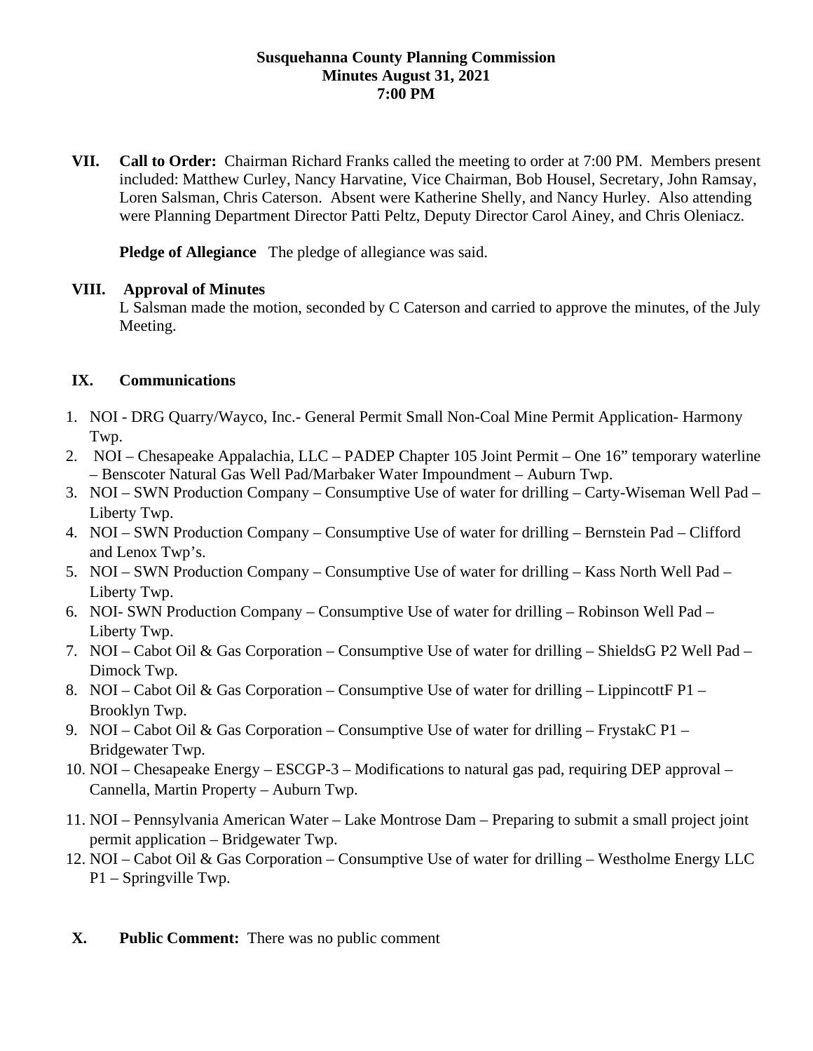**Susquehanna County Planning Commission**
**Minutes August 31, 2021**
**7:00 PM**

**VII. Call to Order:** Chairman Richard Franks called the meeting to order at 7:00 PM. Members present included: Matthew Curley, Nancy Harvatine, Vice Chairman, Bob Housel, Secretary, John Ramsay, Loren Salsman, Chris Caterson. Absent were Katherine Shelly, and Nancy Hurley. Also attending were Planning Department Director Patti Peltz, Deputy Director Carol Ainey, and Chris Oleniacz.

**Pledge of Allegiance** The pledge of allegiance was said.

**VIII. Approval of Minutes**
L Salsman made the motion, seconded by C Caterson and carried to approve the minutes, of the July Meeting.

**IX. Communications**

1. NOI - DRG Quarry/Wayco, Inc.- General Permit Small Non-Coal Mine Permit Application- Harmony Twp.
2. NOI – Chesapeake Appalachia, LLC – PADEP Chapter 105 Joint Permit – One 16" temporary waterline – Benscoter Natural Gas Well Pad/Marbaker Water Impoundment – Auburn Twp.
3. NOI – SWN Production Company – Consumptive Use of water for drilling – Carty-Wiseman Well Pad – Liberty Twp.
4. NOI – SWN Production Company – Consumptive Use of water for drilling – Bernstein Pad – Clifford and Lenox Twp's.
5. NOI – SWN Production Company – Consumptive Use of water for drilling – Kass North Well Pad – Liberty Twp.
6. NOI- SWN Production Company – Consumptive Use of water for drilling – Robinson Well Pad – Liberty Twp.
7. NOI – Cabot Oil & Gas Corporation – Consumptive Use of water for drilling – ShieldsG P2 Well Pad – Dimock Twp.
8. NOI – Cabot Oil & Gas Corporation – Consumptive Use of water for drilling – LippincottF P1 – Brooklyn Twp.
9. NOI – Cabot Oil & Gas Corporation – Consumptive Use of water for drilling – FrystakC P1 – Bridgewater Twp.
10. NOI – Chesapeake Energy – ESCGP-3 – Modifications to natural gas pad, requiring DEP approval – Cannella, Martin Property – Auburn Twp.
11. NOI – Pennsylvania American Water – Lake Montrose Dam – Preparing to submit a small project joint permit application – Bridgewater Twp.
12. NOI – Cabot Oil & Gas Corporation – Consumptive Use of water for drilling – Westholme Energy LLC P1 – Springville Twp.

**X. Public Comment:** There was no public comment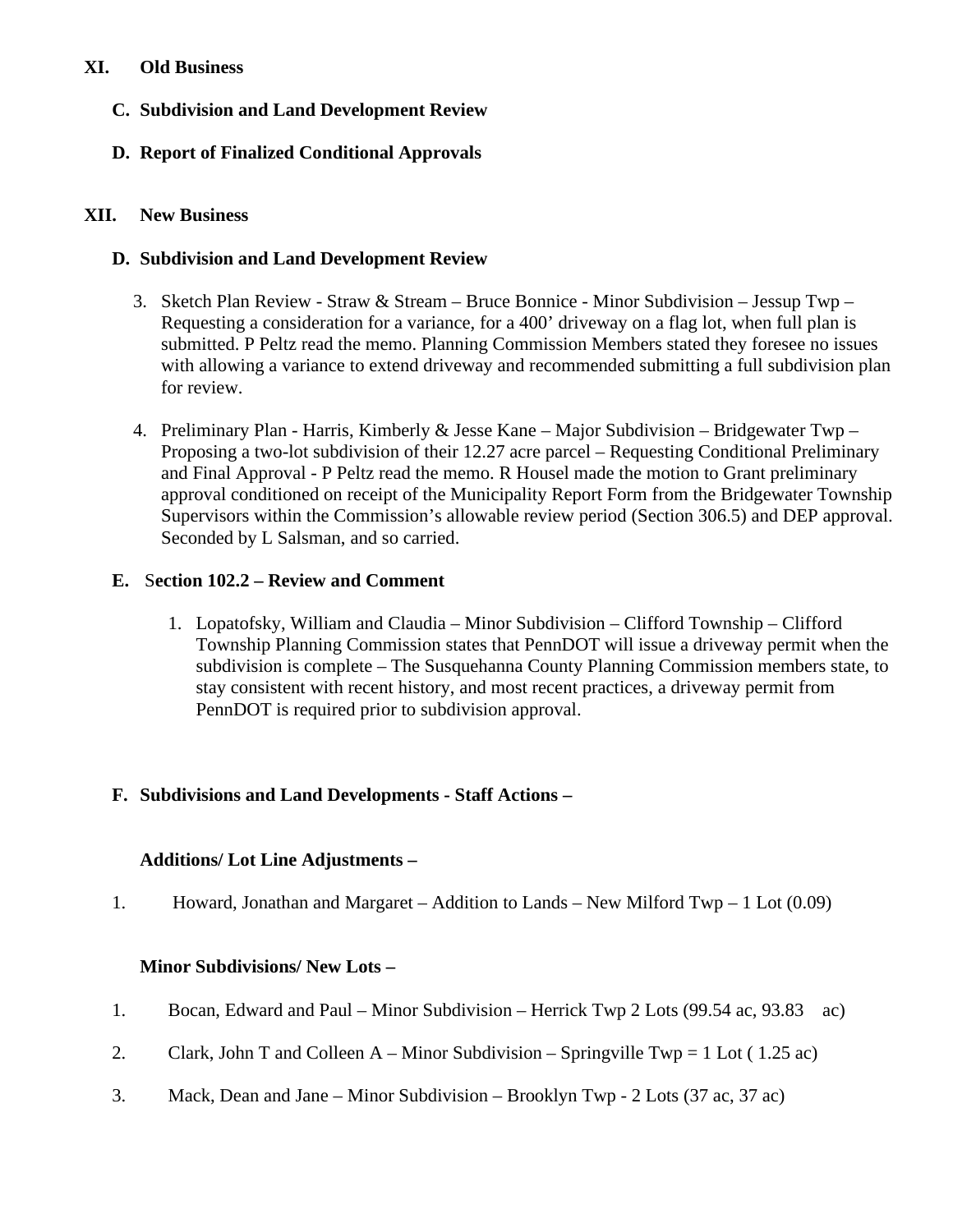## XI. Old Business

### C. Subdivision and Land Development Review

### D. Report of Finalized Conditional Approvals

## XII. New Business

### D. Subdivision and Land Development Review

3. Sketch Plan Review - Straw & Stream – Bruce Bonnice - Minor Subdivision – Jessup Twp – Requesting a consideration for a variance, for a 400' driveway on a flag lot, when full plan is submitted. P Peltz read the memo. Planning Commission Members stated they foresee no issues with allowing a variance to extend driveway and recommended submitting a full subdivision plan for review.

4. Preliminary Plan - Harris, Kimberly & Jesse Kane – Major Subdivision – Bridgewater Twp – Proposing a two-lot subdivision of their 12.27 acre parcel – Requesting Conditional Preliminary and Final Approval - P Peltz read the memo. R Housel made the motion to Grant preliminary approval conditioned on receipt of the Municipality Report Form from the Bridgewater Township Supervisors within the Commission's allowable review period (Section 306.5) and DEP approval. Seconded by L Salsman, and so carried.

### E. Section 102.2 – Review and Comment

1. Lopatofsky, William and Claudia – Minor Subdivision – Clifford Township – Clifford Township Planning Commission states that PennDOT will issue a driveway permit when the subdivision is complete – The Susquehanna County Planning Commission members state, to stay consistent with recent history, and most recent practices, a driveway permit from PennDOT is required prior to subdivision approval.

### F. Subdivisions and Land Developments - Staff Actions –

**Additions/ Lot Line Adjustments –**

1. Howard, Jonathan and Margaret – Addition to Lands – New Milford Twp – 1 Lot (0.09)

**Minor Subdivisions/ New Lots –**

1. Bocan, Edward and Paul – Minor Subdivision – Herrick Twp 2 Lots (99.54 ac, 93.83 ac)
2. Clark, John T and Colleen A – Minor Subdivision – Springville Twp = 1 Lot ( 1.25 ac)
3. Mack, Dean and Jane – Minor Subdivision – Brooklyn Twp - 2 Lots (37 ac, 37 ac)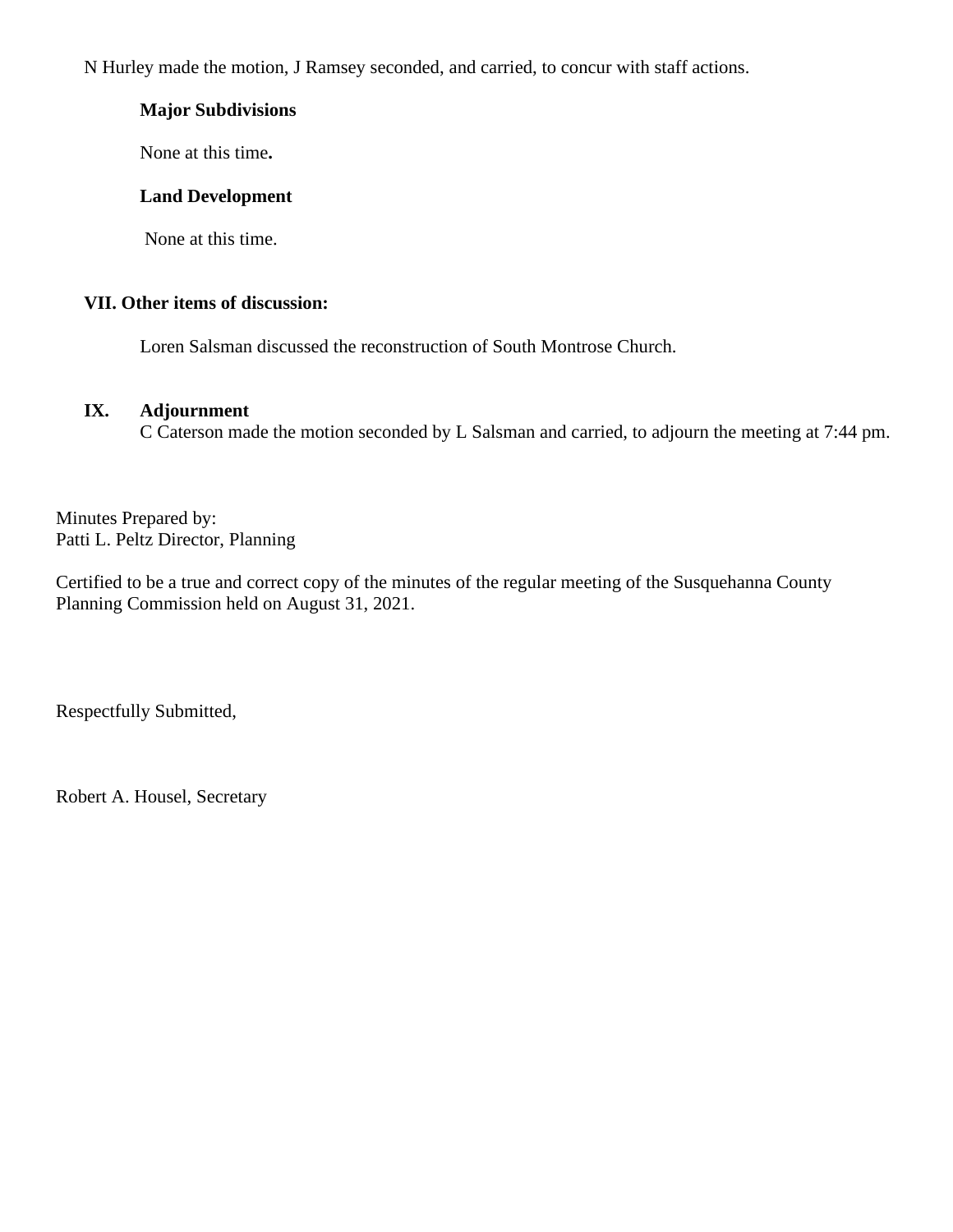N Hurley made the motion, J Ramsey seconded, and carried, to concur with staff actions.

**Major Subdivisions**

None at this time**.**

**Land Development**

None at this time.

**VII. Other items of discussion:**

Loren Salsman discussed the reconstruction of South Montrose Church.

**IX. Adjournment**

C Caterson made the motion seconded by L Salsman and carried, to adjourn the meeting at 7:44 pm.

Minutes Prepared by:
Patti L. Peltz Director, Planning

Certified to be a true and correct copy of the minutes of the regular meeting of the Susquehanna County Planning Commission held on August 31, 2021.

Respectfully Submitted,

Robert A. Housel, Secretary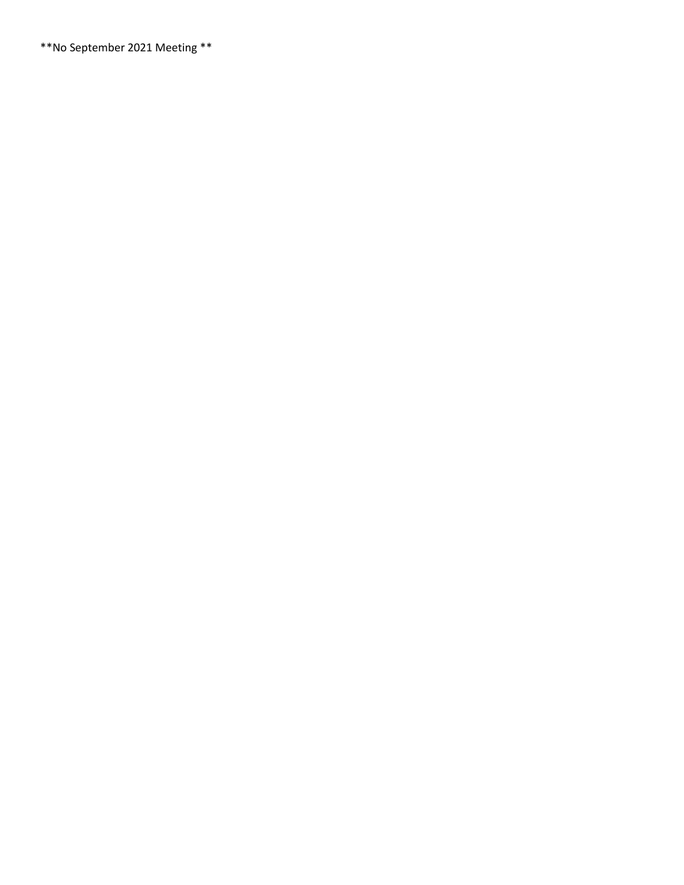**No September 2021 Meeting **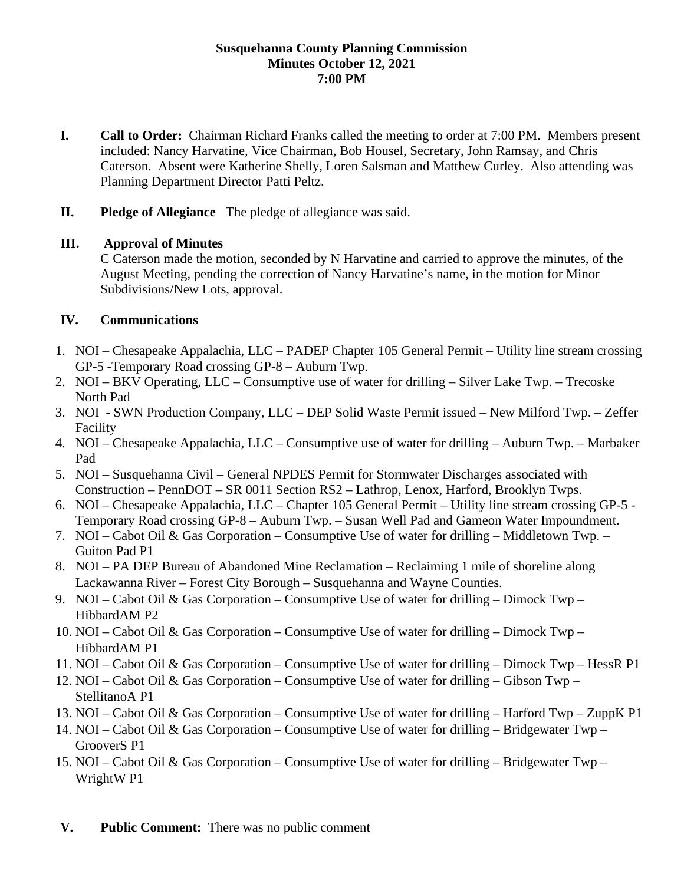**Susquehanna County Planning Commission**
**Minutes October 12, 2021**
**7:00 PM**

**I. Call to Order:** Chairman Richard Franks called the meeting to order at 7:00 PM. Members present included: Nancy Harvatine, Vice Chairman, Bob Housel, Secretary, John Ramsay, and Chris Caterson. Absent were Katherine Shelly, Loren Salsman and Matthew Curley. Also attending was Planning Department Director Patti Peltz.

**II. Pledge of Allegiance** The pledge of allegiance was said.

**III. Approval of Minutes**

C Caterson made the motion, seconded by N Harvatine and carried to approve the minutes, of the August Meeting, pending the correction of Nancy Harvatine's name, in the motion for Minor Subdivisions/New Lots, approval.

**IV. Communications**

1. NOI – Chesapeake Appalachia, LLC – PADEP Chapter 105 General Permit – Utility line stream crossing GP-5 -Temporary Road crossing GP-8 – Auburn Twp.
2. NOI – BKV Operating, LLC – Consumptive use of water for drilling – Silver Lake Twp. – Trecoske North Pad
3. NOI - SWN Production Company, LLC – DEP Solid Waste Permit issued – New Milford Twp. – Zeffer Facility
4. NOI – Chesapeake Appalachia, LLC – Consumptive use of water for drilling – Auburn Twp. – Marbaker Pad
5. NOI – Susquehanna Civil – General NPDES Permit for Stormwater Discharges associated with Construction – PennDOT – SR 0011 Section RS2 – Lathrop, Lenox, Harford, Brooklyn Twps.
6. NOI – Chesapeake Appalachia, LLC – Chapter 105 General Permit – Utility line stream crossing GP-5 - Temporary Road crossing GP-8 – Auburn Twp. – Susan Well Pad and Gameon Water Impoundment.
7. NOI – Cabot Oil & Gas Corporation – Consumptive Use of water for drilling – Middletown Twp. – Guiton Pad P1
8. NOI – PA DEP Bureau of Abandoned Mine Reclamation – Reclaiming 1 mile of shoreline along Lackawanna River – Forest City Borough – Susquehanna and Wayne Counties.
9. NOI – Cabot Oil & Gas Corporation – Consumptive Use of water for drilling – Dimock Twp – HibbardAM P2
10. NOI – Cabot Oil & Gas Corporation – Consumptive Use of water for drilling – Dimock Twp – HibbardAM P1
11. NOI – Cabot Oil & Gas Corporation – Consumptive Use of water for drilling – Dimock Twp – HessR P1
12. NOI – Cabot Oil & Gas Corporation – Consumptive Use of water for drilling – Gibson Twp – StellitanoA P1
13. NOI – Cabot Oil & Gas Corporation – Consumptive Use of water for drilling – Harford Twp – ZuppK P1
14. NOI – Cabot Oil & Gas Corporation – Consumptive Use of water for drilling – Bridgewater Twp – GrooverS P1
15. NOI – Cabot Oil & Gas Corporation – Consumptive Use of water for drilling – Bridgewater Twp – WrightW P1

**V. Public Comment:** There was no public comment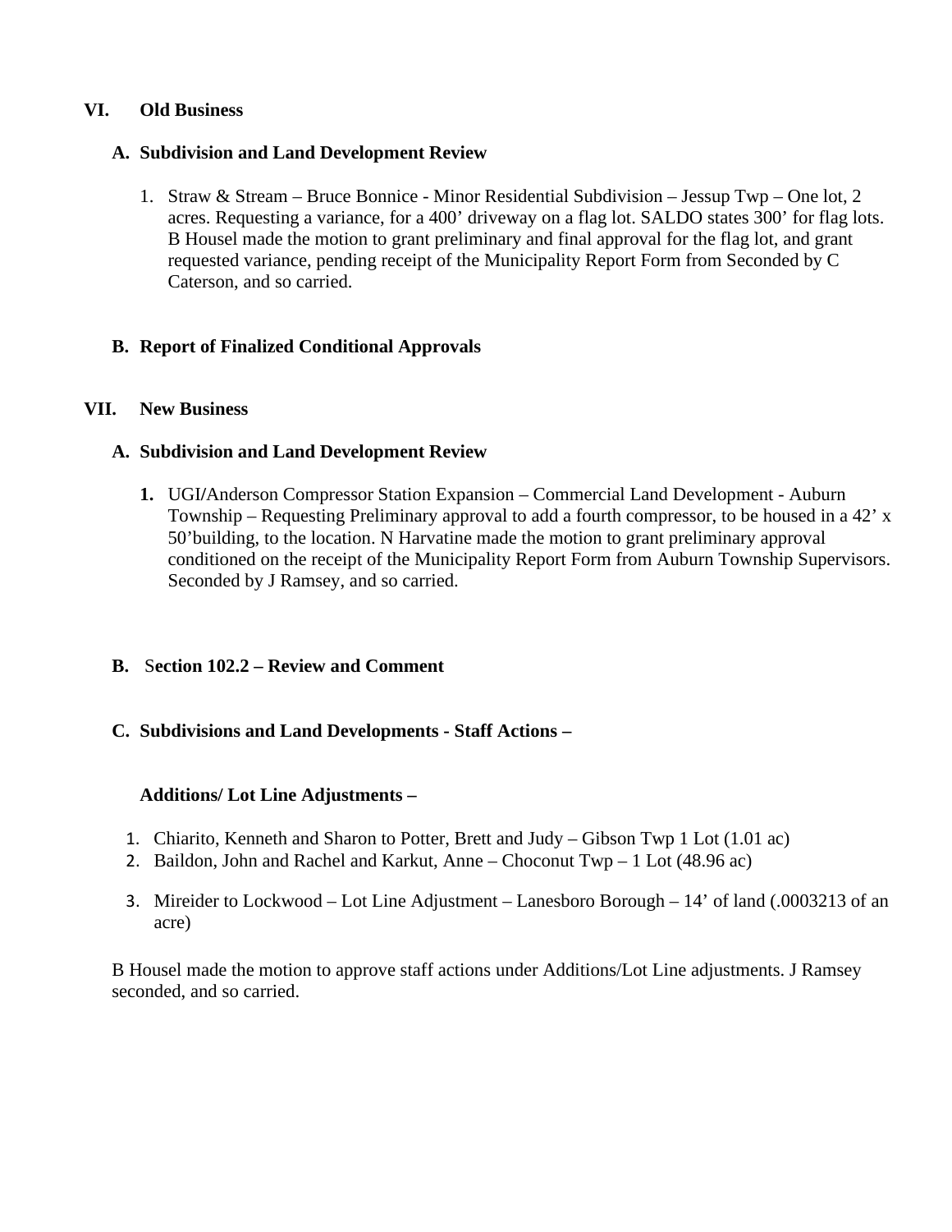## VI. Old Business

### A. Subdivision and Land Development Review

1. Straw & Stream – Bruce Bonnice - Minor Residential Subdivision – Jessup Twp – One lot, 2 acres. Requesting a variance, for a 400' driveway on a flag lot. SALDO states 300' for flag lots. B Housel made the motion to grant preliminary and final approval for the flag lot, and grant requested variance, pending receipt of the Municipality Report Form from Seconded by C Caterson, and so carried.

### B. Report of Finalized Conditional Approvals

## VII. New Business

### A. Subdivision and Land Development Review

1. UGI/Anderson Compressor Station Expansion – Commercial Land Development - Auburn Township – Requesting Preliminary approval to add a fourth compressor, to be housed in a 42' x 50'building, to the location. N Harvatine made the motion to grant preliminary approval conditioned on the receipt of the Municipality Report Form from Auburn Township Supervisors. Seconded by J Ramsey, and so carried.

### B. Section 102.2 – Review and Comment

### C. Subdivisions and Land Developments - Staff Actions –

**Additions/ Lot Line Adjustments –**

1. Chiarito, Kenneth and Sharon to Potter, Brett and Judy – Gibson Twp 1 Lot (1.01 ac)
2. Baildon, John and Rachel and Karkut, Anne – Choconut Twp – 1 Lot (48.96 ac)
3. Mireider to Lockwood – Lot Line Adjustment – Lanesboro Borough – 14' of land (.0003213 of an acre)

B Housel made the motion to approve staff actions under Additions/Lot Line adjustments. J Ramsey seconded, and so carried.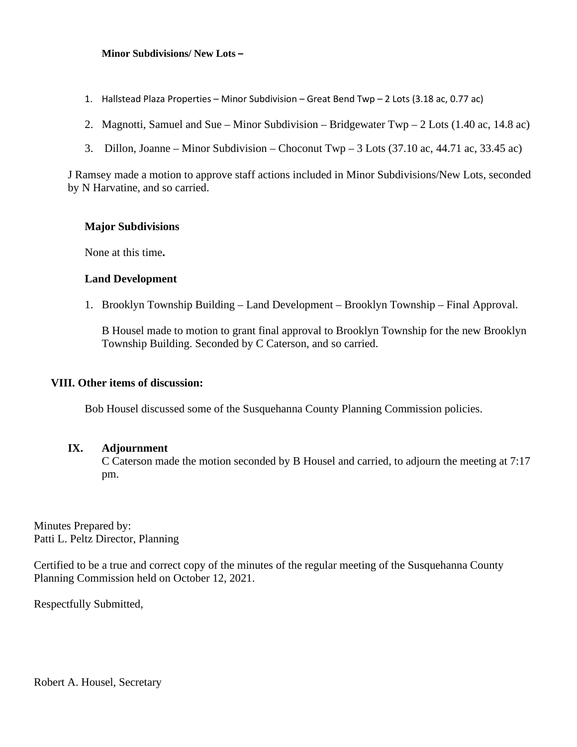**Minor Subdivisions/ New Lots –**

1. Hallstead Plaza Properties – Minor Subdivision – Great Bend Twp – 2 Lots (3.18 ac, 0.77 ac)
2. Magnotti, Samuel and Sue – Minor Subdivision – Bridgewater Twp – 2 Lots (1.40 ac, 14.8 ac)
3. Dillon, Joanne – Minor Subdivision – Choconut Twp – 3 Lots (37.10 ac, 44.71 ac, 33.45 ac)

J Ramsey made a motion to approve staff actions included in Minor Subdivisions/New Lots, seconded by N Harvatine, and so carried.

**Major Subdivisions**

None at this time**.**

**Land Development**

1. Brooklyn Township Building – Land Development – Brooklyn Township – Final Approval.

   B Housel made to motion to grant final approval to Brooklyn Township for the new Brooklyn Township Building. Seconded by C Caterson, and so carried.

**VIII. Other items of discussion:**

Bob Housel discussed some of the Susquehanna County Planning Commission policies.

**IX. Adjournment**

C Caterson made the motion seconded by B Housel and carried, to adjourn the meeting at 7:17 pm.

Minutes Prepared by:
Patti L. Peltz Director, Planning

Certified to be a true and correct copy of the minutes of the regular meeting of the Susquehanna County Planning Commission held on October 12, 2021.

Respectfully Submitted,

Robert A. Housel, Secretary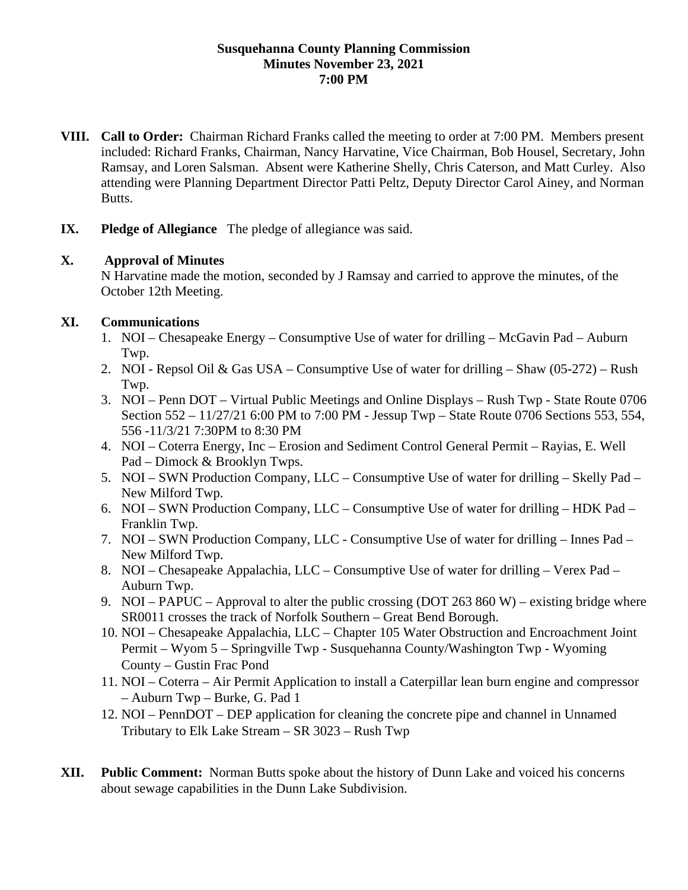# Susquehanna County Planning Commission
## Minutes November 23, 2021
## 7:00 PM

**VIII. Call to Order:** Chairman Richard Franks called the meeting to order at 7:00 PM. Members present included: Richard Franks, Chairman, Nancy Harvatine, Vice Chairman, Bob Housel, Secretary, John Ramsay, and Loren Salsman. Absent were Katherine Shelly, Chris Caterson, and Matt Curley. Also attending were Planning Department Director Patti Peltz, Deputy Director Carol Ainey, and Norman Butts.

**IX. Pledge of Allegiance** The pledge of allegiance was said.

**X. Approval of Minutes**
N Harvatine made the motion, seconded by J Ramsay and carried to approve the minutes, of the October 12th Meeting.

**XI. Communications**

1. NOI – Chesapeake Energy – Consumptive Use of water for drilling – McGavin Pad – Auburn Twp.
2. NOI - Repsol Oil & Gas USA – Consumptive Use of water for drilling – Shaw (05-272) – Rush Twp.
3. NOI – Penn DOT – Virtual Public Meetings and Online Displays – Rush Twp - State Route 0706 Section 552 – 11/27/21 6:00 PM to 7:00 PM - Jessup Twp – State Route 0706 Sections 553, 554, 556 -11/3/21 7:30PM to 8:30 PM
4. NOI – Coterra Energy, Inc – Erosion and Sediment Control General Permit – Rayias, E. Well Pad – Dimock & Brooklyn Twps.
5. NOI – SWN Production Company, LLC – Consumptive Use of water for drilling – Skelly Pad – New Milford Twp.
6. NOI – SWN Production Company, LLC – Consumptive Use of water for drilling – HDK Pad – Franklin Twp.
7. NOI – SWN Production Company, LLC - Consumptive Use of water for drilling – Innes Pad – New Milford Twp.
8. NOI – Chesapeake Appalachia, LLC – Consumptive Use of water for drilling – Verex Pad – Auburn Twp.
9. NOI – PAPUC – Approval to alter the public crossing (DOT 263 860 W) – existing bridge where SR0011 crosses the track of Norfolk Southern – Great Bend Borough.
10. NOI – Chesapeake Appalachia, LLC – Chapter 105 Water Obstruction and Encroachment Joint Permit – Wyom 5 – Springville Twp - Susquehanna County/Washington Twp - Wyoming County – Gustin Frac Pond
11. NOI – Coterra – Air Permit Application to install a Caterpillar lean burn engine and compressor – Auburn Twp – Burke, G. Pad 1
12. NOI – PennDOT – DEP application for cleaning the concrete pipe and channel in Unnamed Tributary to Elk Lake Stream – SR 3023 – Rush Twp

**XII. Public Comment:** Norman Butts spoke about the history of Dunn Lake and voiced his concerns about sewage capabilities in the Dunn Lake Subdivision.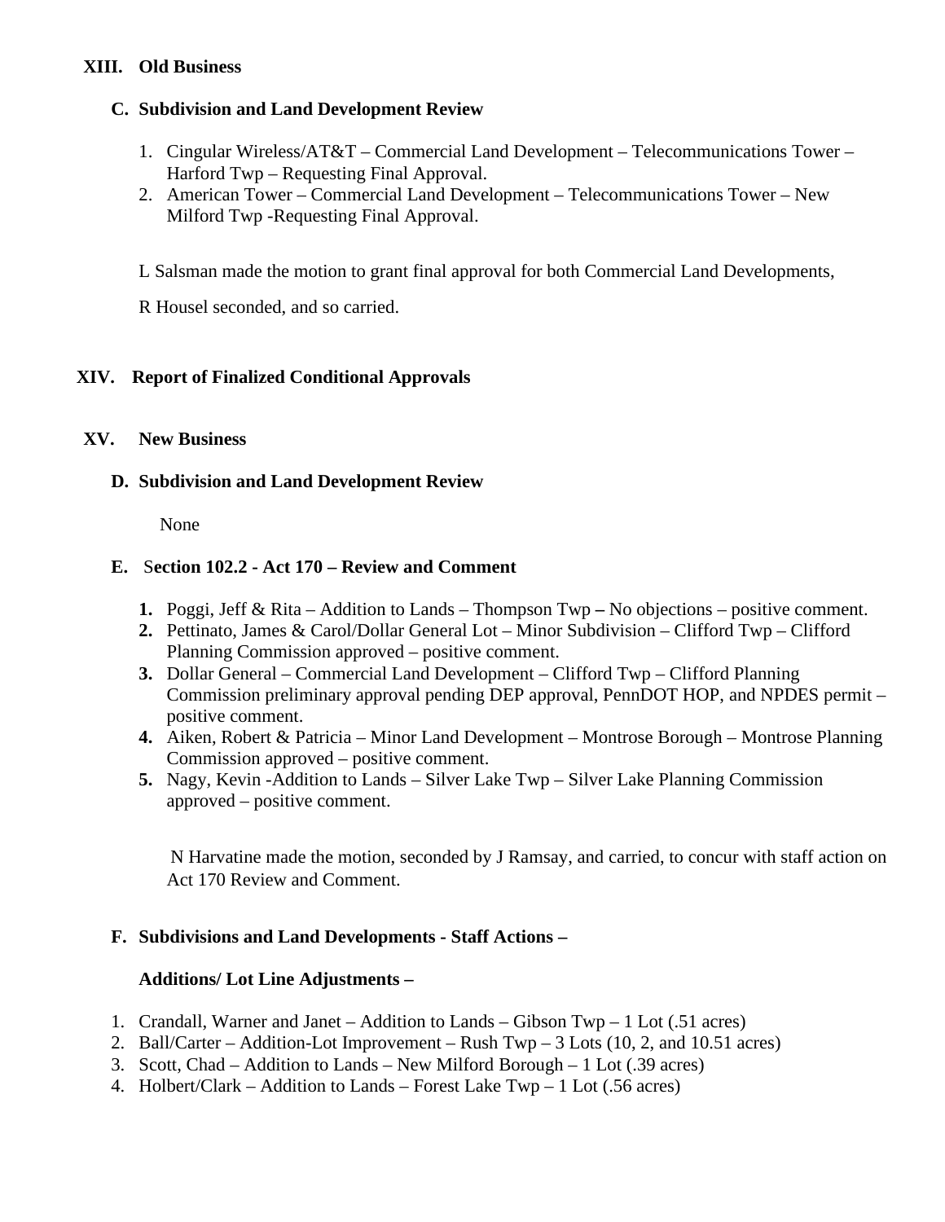## XIII. Old Business

### C. Subdivision and Land Development Review

1. Cingular Wireless/AT&T – Commercial Land Development – Telecommunications Tower – Harford Twp – Requesting Final Approval.
2. American Tower – Commercial Land Development – Telecommunications Tower – New Milford Twp -Requesting Final Approval.

L Salsman made the motion to grant final approval for both Commercial Land Developments,

R Housel seconded, and so carried.

## XIV. Report of Finalized Conditional Approvals

## XV. New Business

### D. Subdivision and Land Development Review

None

### E. Section 102.2 - Act 170 – Review and Comment

1. Poggi, Jeff & Rita – Addition to Lands – Thompson Twp **–** No objections – positive comment.
2. Pettinato, James & Carol/Dollar General Lot – Minor Subdivision – Clifford Twp – Clifford Planning Commission approved – positive comment.
3. Dollar General – Commercial Land Development – Clifford Twp – Clifford Planning Commission preliminary approval pending DEP approval, PennDOT HOP, and NPDES permit – positive comment.
4. Aiken, Robert & Patricia – Minor Land Development – Montrose Borough – Montrose Planning Commission approved – positive comment.
5. Nagy, Kevin -Addition to Lands – Silver Lake Twp – Silver Lake Planning Commission approved – positive comment.

N Harvatine made the motion, seconded by J Ramsay, and carried, to concur with staff action on Act 170 Review and Comment.

### F. Subdivisions and Land Developments - Staff Actions –

**Additions/ Lot Line Adjustments –**

1. Crandall, Warner and Janet – Addition to Lands – Gibson Twp – 1 Lot (.51 acres)
2. Ball/Carter – Addition-Lot Improvement – Rush Twp – 3 Lots (10, 2, and 10.51 acres)
3. Scott, Chad – Addition to Lands – New Milford Borough – 1 Lot (.39 acres)
4. Holbert/Clark – Addition to Lands – Forest Lake Twp – 1 Lot (.56 acres)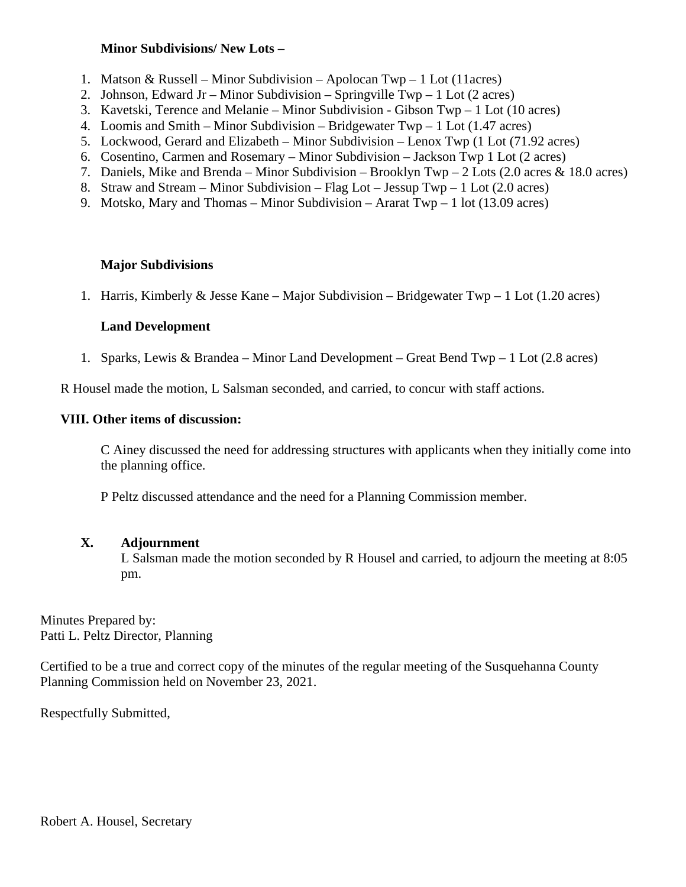**Minor Subdivisions/ New Lots –**

1. Matson & Russell – Minor Subdivision – Apolocan Twp – 1 Lot (11acres)
2. Johnson, Edward Jr – Minor Subdivision – Springville Twp – 1 Lot (2 acres)
3. Kavetski, Terence and Melanie – Minor Subdivision - Gibson Twp – 1 Lot (10 acres)
4. Loomis and Smith – Minor Subdivision – Bridgewater Twp – 1 Lot (1.47 acres)
5. Lockwood, Gerard and Elizabeth – Minor Subdivision – Lenox Twp (1 Lot (71.92 acres)
6. Cosentino, Carmen and Rosemary – Minor Subdivision – Jackson Twp 1 Lot (2 acres)
7. Daniels, Mike and Brenda – Minor Subdivision – Brooklyn Twp – 2 Lots (2.0 acres & 18.0 acres)
8. Straw and Stream – Minor Subdivision – Flag Lot – Jessup Twp – 1 Lot (2.0 acres)
9. Motsko, Mary and Thomas – Minor Subdivision – Ararat Twp – 1 lot (13.09 acres)

**Major Subdivisions**

1. Harris, Kimberly & Jesse Kane – Major Subdivision – Bridgewater Twp – 1 Lot (1.20 acres)

**Land Development**

1. Sparks, Lewis & Brandea – Minor Land Development – Great Bend Twp – 1 Lot (2.8 acres)

R Housel made the motion, L Salsman seconded, and carried, to concur with staff actions.

**VIII. Other items of discussion:**

C Ainey discussed the need for addressing structures with applicants when they initially come into the planning office.

P Peltz discussed attendance and the need for a Planning Commission member.

**X. Adjournment**

L Salsman made the motion seconded by R Housel and carried, to adjourn the meeting at 8:05 pm.

Minutes Prepared by:
Patti L. Peltz Director, Planning

Certified to be a true and correct copy of the minutes of the regular meeting of the Susquehanna County Planning Commission held on November 23, 2021.

Respectfully Submitted,

Robert A. Housel, Secretary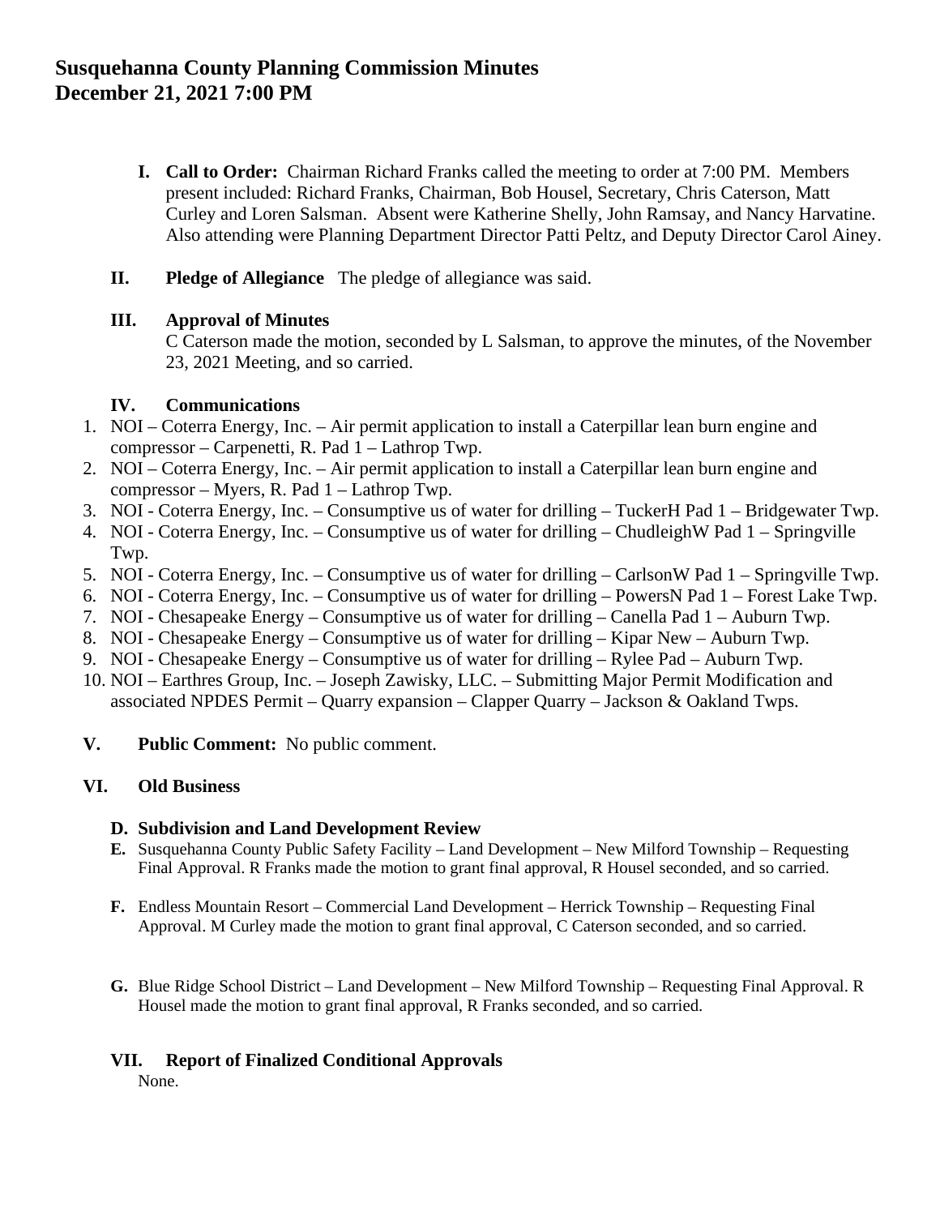# Susquehanna County Planning Commission Minutes
# December 21, 2021 7:00 PM

**I. Call to Order:** Chairman Richard Franks called the meeting to order at 7:00 PM. Members present included: Richard Franks, Chairman, Bob Housel, Secretary, Chris Caterson, Matt Curley and Loren Salsman. Absent were Katherine Shelly, John Ramsay, and Nancy Harvatine. Also attending were Planning Department Director Patti Peltz, and Deputy Director Carol Ainey.

**II. Pledge of Allegiance** The pledge of allegiance was said.

**III. Approval of Minutes**
C Caterson made the motion, seconded by L Salsman, to approve the minutes, of the November 23, 2021 Meeting, and so carried.

**IV. Communications**

1. NOI – Coterra Energy, Inc. – Air permit application to install a Caterpillar lean burn engine and compressor – Carpenetti, R. Pad 1 – Lathrop Twp.
2. NOI – Coterra Energy, Inc. – Air permit application to install a Caterpillar lean burn engine and compressor – Myers, R. Pad 1 – Lathrop Twp.
3. NOI - Coterra Energy, Inc. – Consumptive us of water for drilling – TuckerH Pad 1 – Bridgewater Twp.
4. NOI - Coterra Energy, Inc. – Consumptive us of water for drilling – ChudleighW Pad 1 – Springville Twp.
5. NOI - Coterra Energy, Inc. – Consumptive us of water for drilling – CarlsonW Pad 1 – Springville Twp.
6. NOI - Coterra Energy, Inc. – Consumptive us of water for drilling – PowersN Pad 1 – Forest Lake Twp.
7. NOI - Chesapeake Energy – Consumptive us of water for drilling – Canella Pad 1 – Auburn Twp.
8. NOI - Chesapeake Energy – Consumptive us of water for drilling – Kipar New – Auburn Twp.
9. NOI - Chesapeake Energy – Consumptive us of water for drilling – Rylee Pad – Auburn Twp.
10. NOI – Earthres Group, Inc. – Joseph Zawisky, LLC. – Submitting Major Permit Modification and associated NPDES Permit – Quarry expansion – Clapper Quarry – Jackson & Oakland Twps.

**V. Public Comment:** No public comment.

**VI. Old Business**

**D. Subdivision and Land Development Review**

**E.** Susquehanna County Public Safety Facility – Land Development – New Milford Township – Requesting Final Approval. R Franks made the motion to grant final approval, R Housel seconded, and so carried.

**F.** Endless Mountain Resort – Commercial Land Development – Herrick Township – Requesting Final Approval. M Curley made the motion to grant final approval, C Caterson seconded, and so carried.

**G.** Blue Ridge School District – Land Development – New Milford Township – Requesting Final Approval. R Housel made the motion to grant final approval, R Franks seconded, and so carried.

**VII. Report of Finalized Conditional Approvals**
None.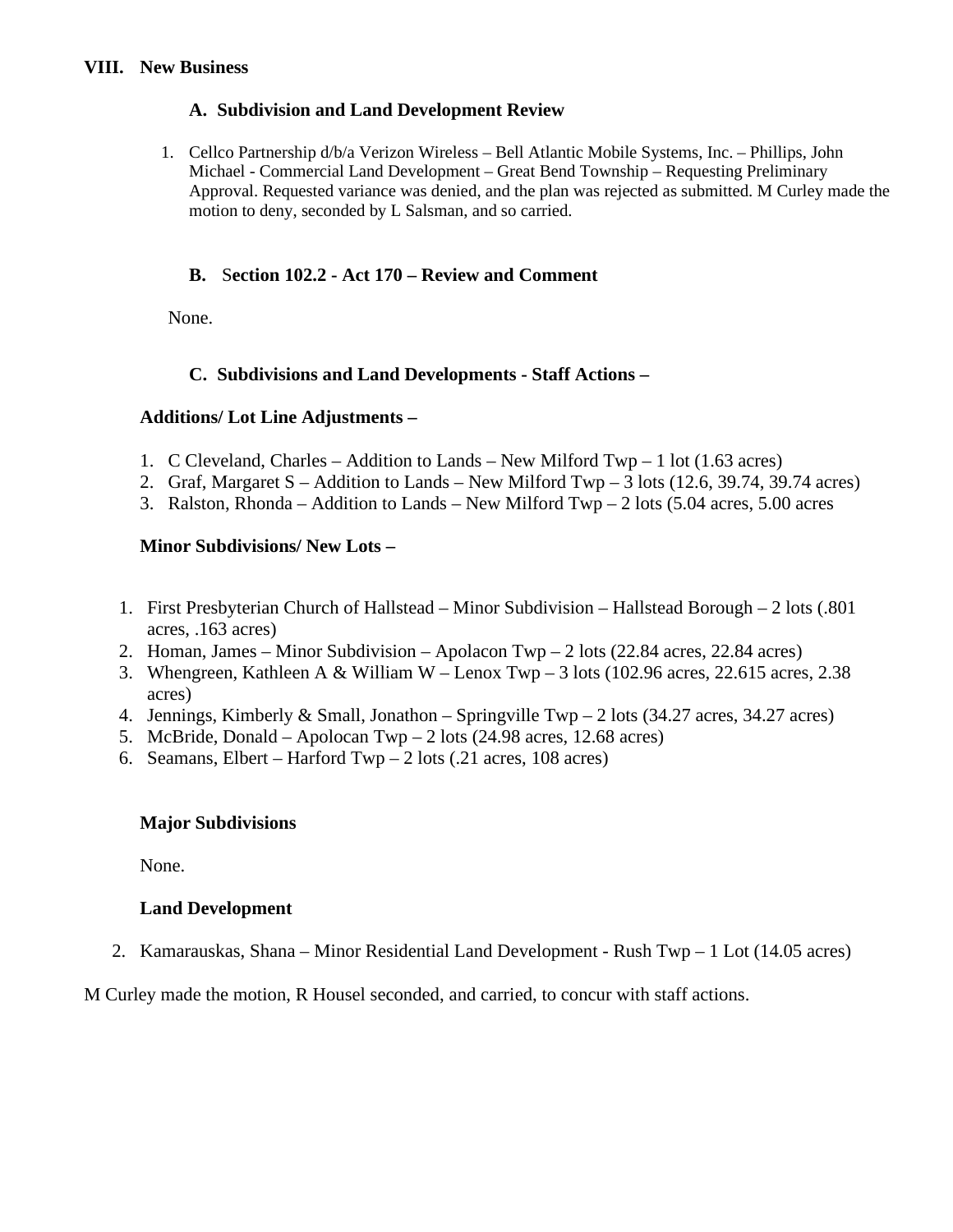## VIII. New Business

### A. Subdivision and Land Development Review

1. Cellco Partnership d/b/a Verizon Wireless – Bell Atlantic Mobile Systems, Inc. – Phillips, John Michael - Commercial Land Development – Great Bend Township – Requesting Preliminary Approval. Requested variance was denied, and the plan was rejected as submitted. M Curley made the motion to deny, seconded by L Salsman, and so carried.

### B. Section 102.2 - Act 170 – Review and Comment

None.

### C. Subdivisions and Land Developments - Staff Actions –

**Additions/ Lot Line Adjustments –**

1. C Cleveland, Charles – Addition to Lands – New Milford Twp – 1 lot (1.63 acres)
2. Graf, Margaret S – Addition to Lands – New Milford Twp – 3 lots (12.6, 39.74, 39.74 acres)
3. Ralston, Rhonda – Addition to Lands – New Milford Twp – 2 lots (5.04 acres, 5.00 acres

**Minor Subdivisions/ New Lots –**

1. First Presbyterian Church of Hallstead – Minor Subdivision – Hallstead Borough – 2 lots (.801 acres, .163 acres)
2. Homan, James – Minor Subdivision – Apolacon Twp – 2 lots (22.84 acres, 22.84 acres)
3. Whengreen, Kathleen A & William W – Lenox Twp – 3 lots (102.96 acres, 22.615 acres, 2.38 acres)
4. Jennings, Kimberly & Small, Jonathon – Springville Twp – 2 lots (34.27 acres, 34.27 acres)
5. McBride, Donald – Apolocan Twp – 2 lots (24.98 acres, 12.68 acres)
6. Seamans, Elbert – Harford Twp – 2 lots (.21 acres, 108 acres)

**Major Subdivisions**

None.

**Land Development**

2. Kamarauskas, Shana – Minor Residential Land Development - Rush Twp – 1 Lot (14.05 acres)

M Curley made the motion, R Housel seconded, and carried, to concur with staff actions.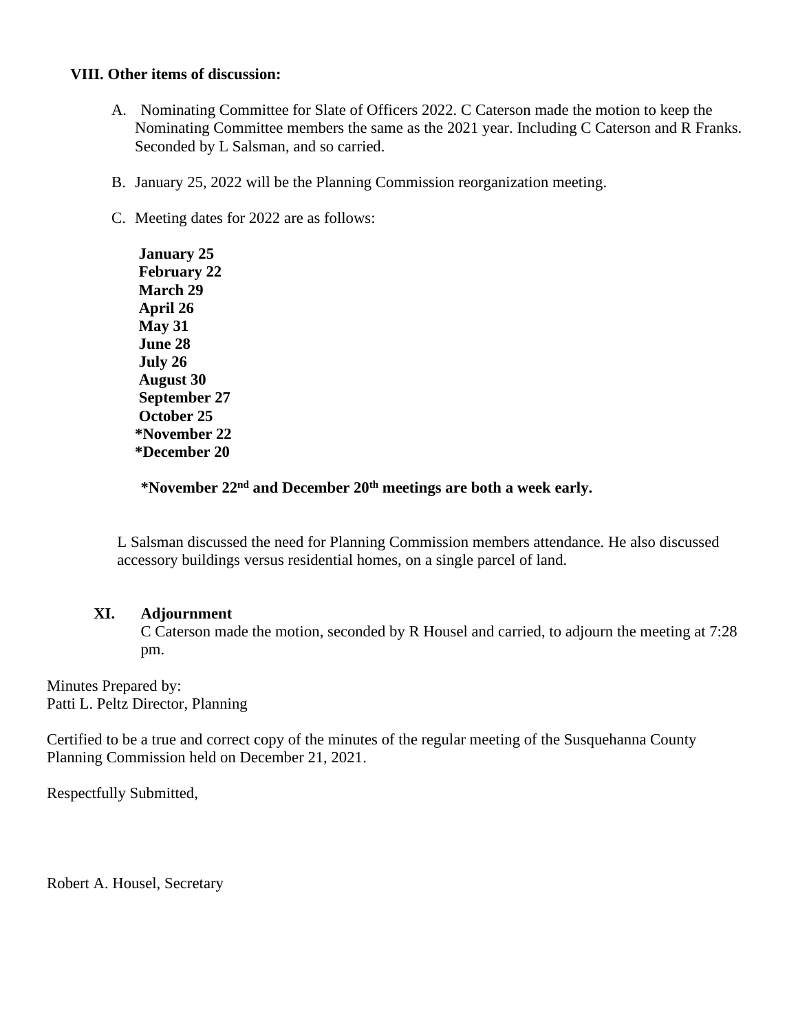**VIII. Other items of discussion:**

A. Nominating Committee for Slate of Officers 2022. C Caterson made the motion to keep the Nominating Committee members the same as the 2021 year. Including C Caterson and R Franks. Seconded by L Salsman, and so carried.

B. January 25, 2022 will be the Planning Commission reorganization meeting.

C. Meeting dates for 2022 are as follows:

**January 25**
**February 22**
**March 29**
**April 26**
**May 31**
**June 28**
**July 26**
**August 30**
**September 27**
**October 25**
***November 22**
***December 20**

***November 22nd and December 20th meetings are both a week early.**

L Salsman discussed the need for Planning Commission members attendance. He also discussed accessory buildings versus residential homes, on a single parcel of land.

**XI. Adjournment**

C Caterson made the motion, seconded by R Housel and carried, to adjourn the meeting at 7:28 pm.

Minutes Prepared by:
Patti L. Peltz Director, Planning

Certified to be a true and correct copy of the minutes of the regular meeting of the Susquehanna County Planning Commission held on December 21, 2021.

Respectfully Submitted,

Robert A. Housel, Secretary